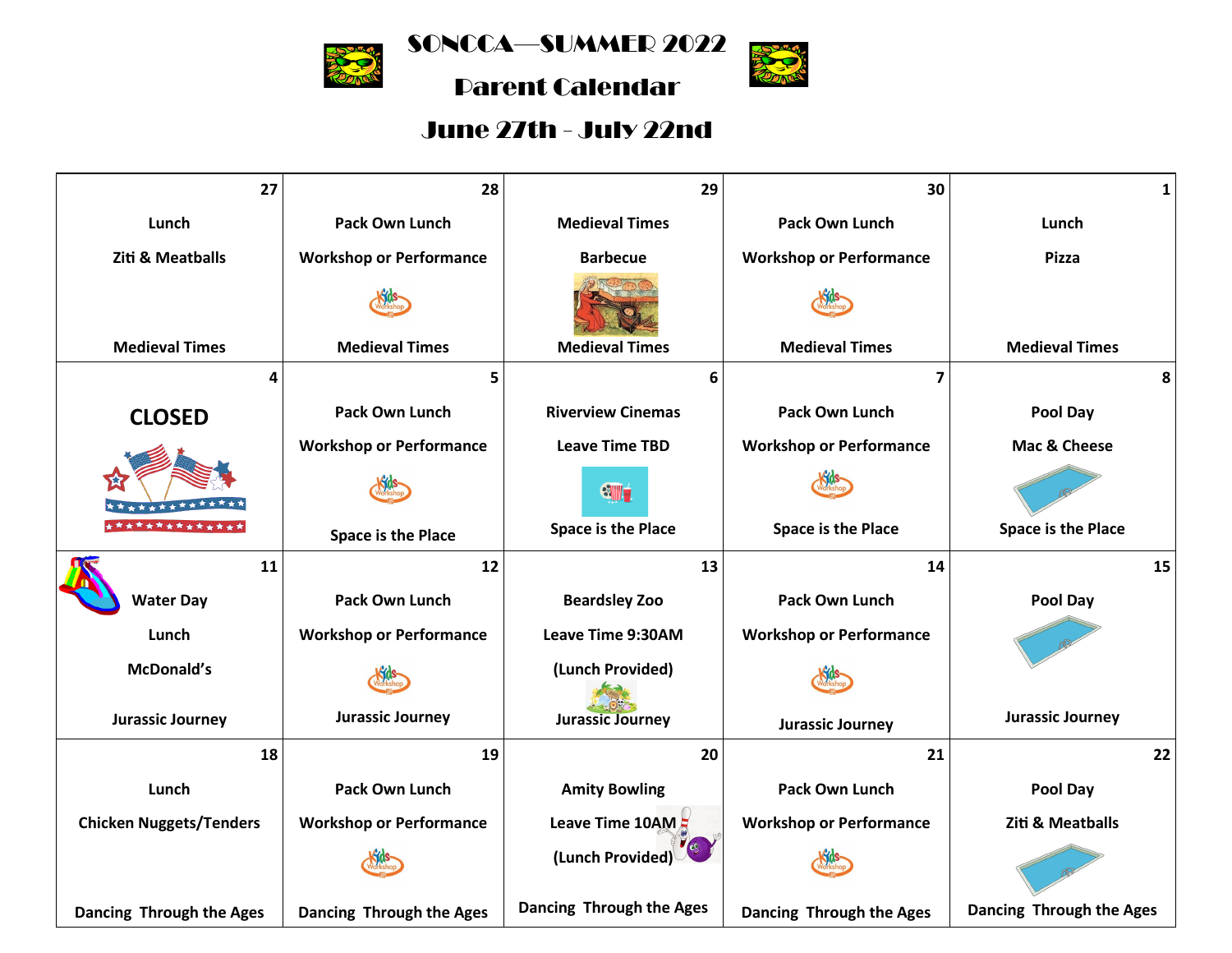# SONCCA—SUMMER 2022

## Parent Calendar

## June 27th - July 22nd

| 27 | 28 | 29 | 30 | 1 |
|---|---|---|---|---|
| Lunch<br>Ziti & Meatballs<br><br>Medieval Times | Pack Own Lunch<br>Workshop or Performance<br><br>Medieval Times | Medieval Times<br>Barbecue<br><br>Medieval Times | Pack Own Lunch<br>Workshop or Performance<br><br>Medieval Times | Lunch<br>Pizza<br><br>Medieval Times |
| **4** | **5** | **6** | **7** | **8** |
| **CLOSED** | Pack Own Lunch<br>Workshop or Performance<br><br>Space is the Place | Riverview Cinemas<br>Leave Time TBD<br><br>Space is the Place | Pack Own Lunch<br>Workshop or Performance<br><br>Space is the Place | Pool Day<br>Mac & Cheese<br><br>Space is the Place |
| **11** | **12** | **13** | **14** | **15** |
| Water Day<br>Lunch<br>McDonald's<br><br>Jurassic Journey | Pack Own Lunch<br>Workshop or Performance<br><br>Jurassic Journey | Beardsley Zoo<br>Leave Time 9:30AM<br>(Lunch Provided)<br><br>Jurassic Journey | Pack Own Lunch<br>Workshop or Performance<br><br>Jurassic Journey | Pool Day<br><br>Jurassic Journey |
| **18** | **19** | **20** | **21** | **22** |
| Lunch<br>Chicken Nuggets/Tenders<br><br>Dancing Through the Ages | Pack Own Lunch<br>Workshop or Performance<br><br>Dancing Through the Ages | Amity Bowling<br>Leave Time 10AM<br>(Lunch Provided)<br><br>Dancing Through the Ages | Pack Own Lunch<br>Workshop or Performance<br><br>Dancing Through the Ages | Pool Day<br>Ziti & Meatballs<br><br>Dancing Through the Ages |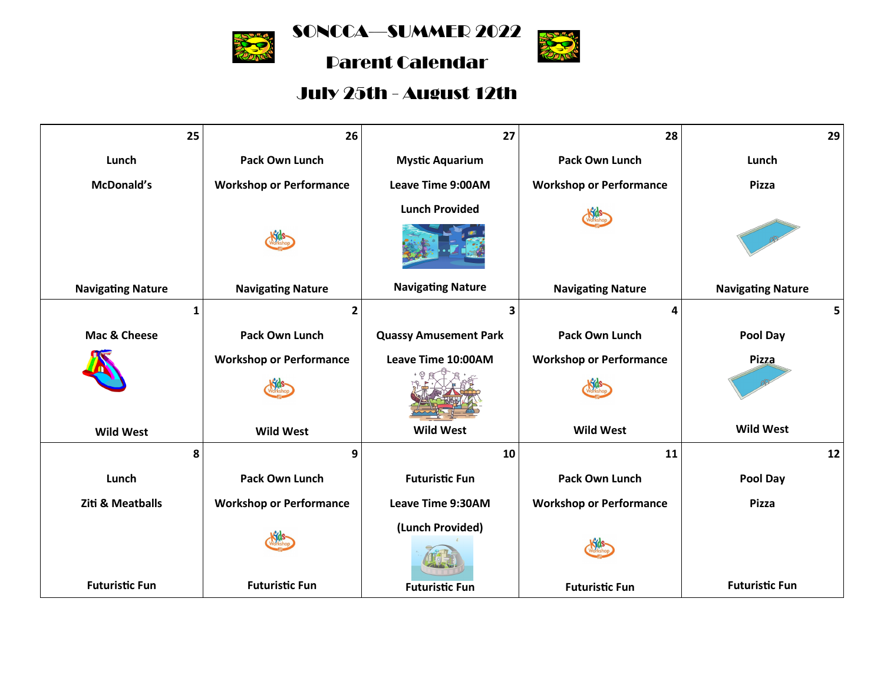# SONCCA—SUMMER 2022

## Parent Calendar

## July 25th - August 12th

| | | | | |
|---|---|---|---|---|
| 25<br>Lunch<br>McDonald's<br>Navigating Nature | 26<br>Pack Own Lunch<br>Workshop or Performance<br>Navigating Nature | 27<br>Mystic Aquarium<br>Leave Time 9:00AM<br>Lunch Provided<br>Navigating Nature | 28<br>Pack Own Lunch<br>Workshop or Performance<br>Navigating Nature | 29<br>Lunch<br>Pizza<br>Navigating Nature |
| 1<br>Mac & Cheese<br>Wild West | 2<br>Pack Own Lunch<br>Workshop or Performance<br>Wild West | 3<br>Quassy Amusement Park<br>Leave Time 10:00AM<br>Wild West | 4<br>Pack Own Lunch<br>Workshop or Performance<br>Wild West | 5<br>Pool Day<br>Pizza<br>Wild West |
| 8<br>Lunch<br>Ziti & Meatballs<br>Futuristic Fun | 9<br>Pack Own Lunch<br>Workshop or Performance<br>Futuristic Fun | 10<br>Futuristic Fun<br>Leave Time 9:30AM<br>(Lunch Provided)<br>Futuristic Fun | 11<br>Pack Own Lunch<br>Workshop or Performance<br>Futuristic Fun | 12<br>Pool Day<br>Pizza<br>Futuristic Fun |